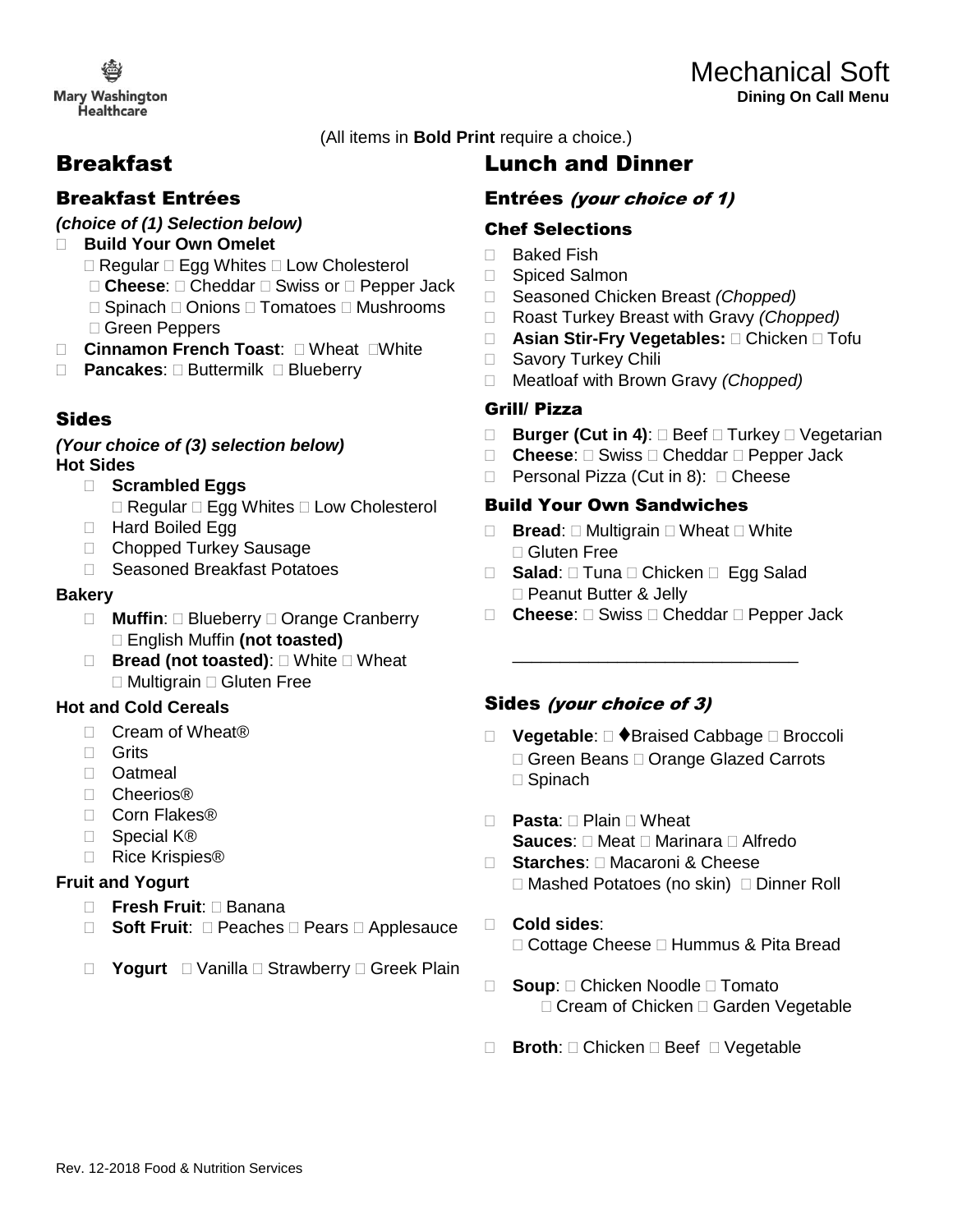Mary Washington Healthcare

# Mechanical Soft

**Dining On Call Menu**

(All items in **Bold Print** require a choice.)

## Breakfast

### Breakfast Entrées

***(choice of (1) Selection below)***

-  **Build Your Own Omelet**
   -  Regular  Egg Whites  Low Cholesterol
   -  **Cheese**:  Cheddar  Swiss or  Pepper Jack
   -  Spinach  Onions  Tomatoes  Mushrooms
   -  Green Peppers
-  **Cinnamon French Toast**:  Wheat White
-  **Pancakes**:  Buttermilk  Blueberry

### Sides

***(Your choice of (3) selection below)***

**Hot Sides**

-  **Scrambled Eggs**
   -  Regular  Egg Whites  Low Cholesterol
-  Hard Boiled Egg
-  Chopped Turkey Sausage
-  Seasoned Breakfast Potatoes

**Bakery**

-  **Muffin**:  Blueberry  Orange Cranberry  English Muffin **(not toasted)**
-  **Bread (not toasted)**:  White  Wheat  Multigrain  Gluten Free

**Hot and Cold Cereals**

-  Cream of Wheat®
-  Grits
-  Oatmeal
-  Cheerios®
-  Corn Flakes®
-  Special K®
-  Rice Krispies®

**Fruit and Yogurt**

-  **Fresh Fruit**:  Banana
-  **Soft Fruit**:  Peaches  Pears  Applesauce
-  **Yogurt**  Vanilla  Strawberry  Greek Plain

## Lunch and Dinner

### Entrées *(your choice of 1)*

#### Chef Selections

-  Baked Fish
-  Spiced Salmon
-  Seasoned Chicken Breast *(Chopped)*
-  Roast Turkey Breast with Gravy *(Chopped)*
-  **Asian Stir-Fry Vegetables:**  Chicken  Tofu
-  Savory Turkey Chili
-  Meatloaf with Brown Gravy *(Chopped)*

#### Grill/ Pizza

-  **Burger (Cut in 4)**:  Beef  Turkey  Vegetarian
-  **Cheese**:  Swiss  Cheddar  Pepper Jack
-  Personal Pizza (Cut in 8):  Cheese

#### Build Your Own Sandwiches

-  **Bread**:  Multigrain  Wheat  White  Gluten Free
-  **Salad**:  Tuna  Chicken  Egg Salad  Peanut Butter & Jelly
-  **Cheese**:  Swiss  Cheddar  Pepper Jack

---

### Sides *(your choice of 3)*

-  **Vegetable**:  ♦Braised Cabbage  Broccoli  Green Beans  Orange Glazed Carrots  Spinach
-  **Pasta**:  Plain  Wheat
   **Sauces**:  Meat  Marinara  Alfredo
-  **Starches**:  Macaroni & Cheese  Mashed Potatoes (no skin)  Dinner Roll
-  **Cold sides**:
    Cottage Cheese  Hummus & Pita Bread
-  **Soup**:  Chicken Noodle  Tomato  Cream of Chicken  Garden Vegetable
-  **Broth**:  Chicken  Beef  Vegetable

Rev. 12-2018 Food & Nutrition Services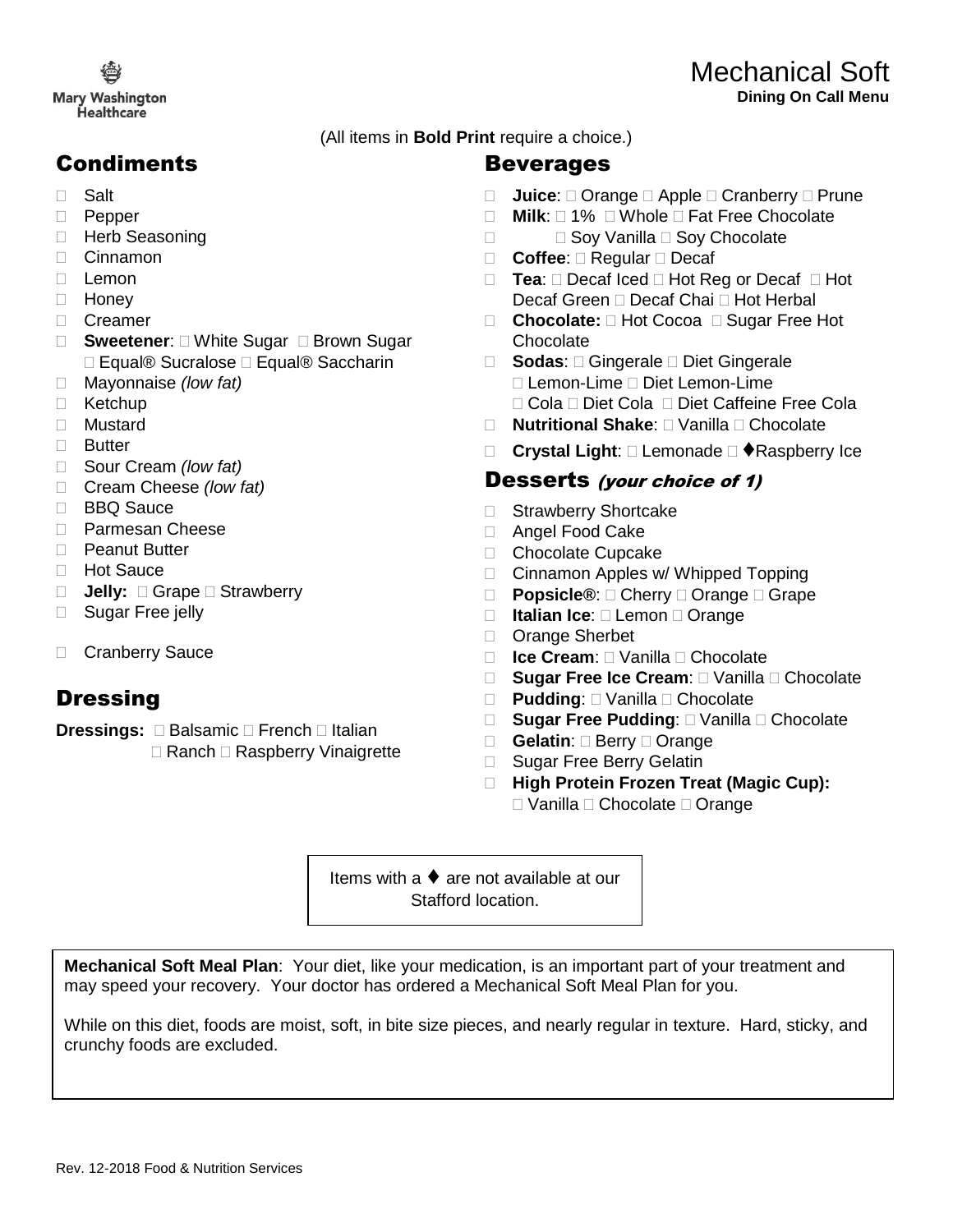Mary Washington Healthcare

# Mechanical Soft

**Dining On Call Menu**

(All items in **Bold Print** require a choice.)

## Condiments

- Salt
- Pepper
- Herb Seasoning
- Cinnamon
- Lemon
- Honey
- Creamer
- **Sweetener**: White Sugar / Brown Sugar / Equal® Sucralose / Equal® Saccharin
- Mayonnaise *(low fat)*
- Ketchup
- Mustard
- Butter
- Sour Cream *(low fat)*
- Cream Cheese *(low fat)*
- BBQ Sauce
- Parmesan Cheese
- Peanut Butter
- Hot Sauce
- **Jelly:** Grape / Strawberry
- Sugar Free jelly
- Cranberry Sauce

## Dressing

**Dressings:** Balsamic / French / Italian / Ranch / Raspberry Vinaigrette

## Beverages

- **Juice**: Orange / Apple / Cranberry / Prune
- **Milk**: 1% / Whole / Fat Free Chocolate / Soy Vanilla / Soy Chocolate
- **Coffee**: Regular / Decaf
- **Tea**: Decaf Iced / Hot Reg or Decaf / Hot Decaf Green / Decaf Chai / Hot Herbal
- **Chocolate:** Hot Cocoa / Sugar Free Hot Chocolate
- **Sodas**: Gingerale / Diet Gingerale / Lemon-Lime / Diet Lemon-Lime / Cola / Diet Cola / Diet Caffeine Free Cola
- **Nutritional Shake**: Vanilla / Chocolate
- **Crystal Light**: Lemonade / ♦Raspberry Ice

## Desserts *(your choice of 1)*

- Strawberry Shortcake
- Angel Food Cake
- Chocolate Cupcake
- Cinnamon Apples w/ Whipped Topping
- **Popsicle®**: Cherry / Orange / Grape
- **Italian Ice**: Lemon / Orange
- Orange Sherbet
- **Ice Cream**: Vanilla / Chocolate
- **Sugar Free Ice Cream**: Vanilla / Chocolate
- **Pudding**: Vanilla / Chocolate
- **Sugar Free Pudding**: Vanilla / Chocolate
- **Gelatin**: Berry / Orange
- Sugar Free Berry Gelatin
- **High Protein Frozen Treat (Magic Cup):** Vanilla / Chocolate / Orange

Items with a ♦ are not available at our Stafford location.

**Mechanical Soft Meal Plan**: Your diet, like your medication, is an important part of your treatment and may speed your recovery. Your doctor has ordered a Mechanical Soft Meal Plan for you.

While on this diet, foods are moist, soft, in bite size pieces, and nearly regular in texture. Hard, sticky, and crunchy foods are excluded.

Rev. 12-2018 Food & Nutrition Services